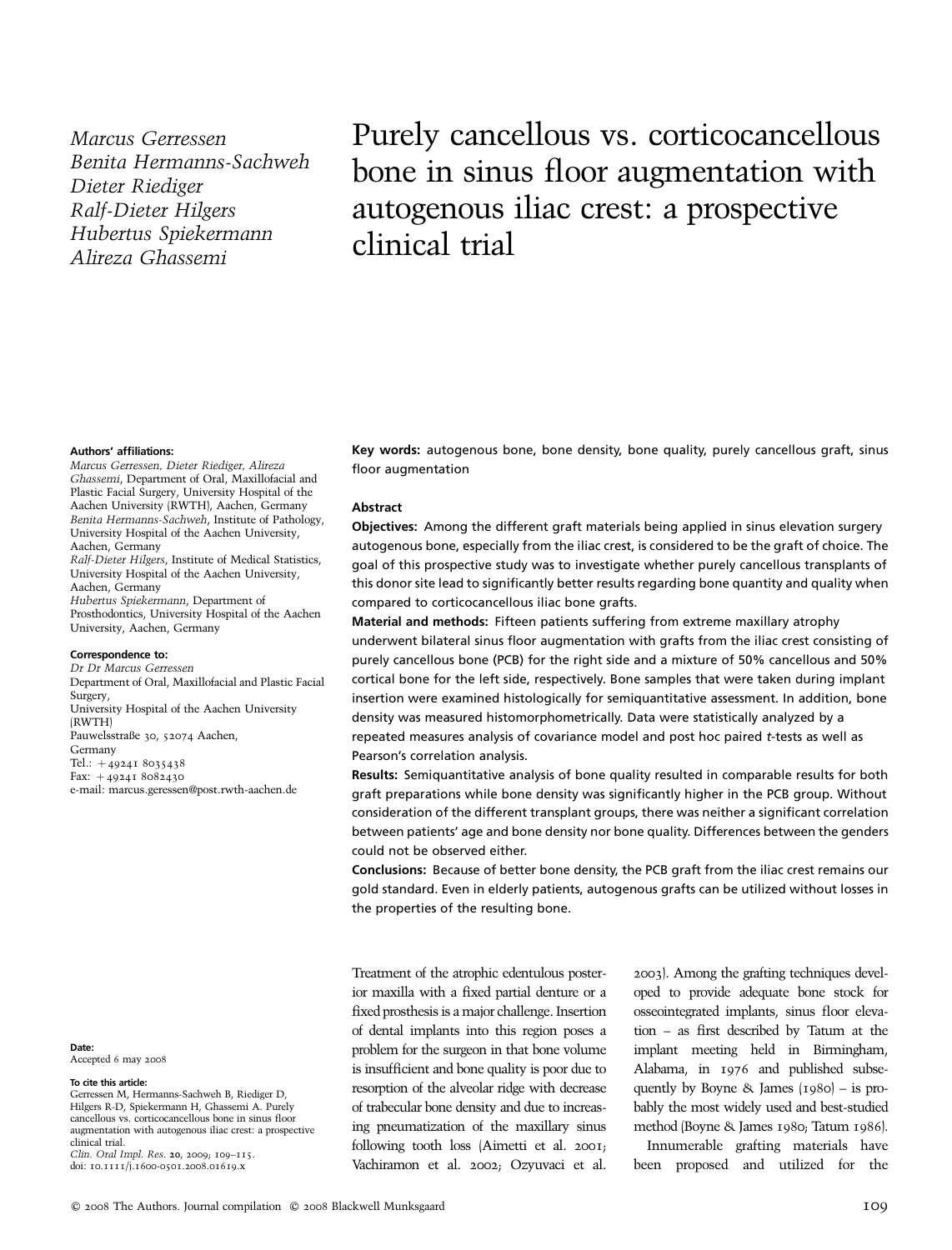*Marcus Gerressen*
*Benita Hermanns-Sachweh*
*Dieter Riediger*
*Ralf-Dieter Hilgers*
*Hubertus Spiekermann*
*Alireza Ghassemi*

# Purely cancellous vs. corticocancellous bone in sinus floor augmentation with autogenous iliac crest: a prospective clinical trial

**Authors' affiliations:**
*Marcus Gerressen, Dieter Riediger, Alireza Ghassemi*, Department of Oral, Maxillofacial and Plastic Facial Surgery, University Hospital of the Aachen University (RWTH), Aachen, Germany
*Benita Hermanns-Sachweh*, Institute of Pathology, University Hospital of the Aachen University, Aachen, Germany
*Ralf-Dieter Hilgers*, Institute of Medical Statistics, University Hospital of the Aachen University, Aachen, Germany
*Hubertus Spiekermann*, Department of Prosthodontics, University Hospital of the Aachen University, Aachen, Germany

**Correspondence to:**
*Dr Dr Marcus Gerressen*
Department of Oral, Maxillofacial and Plastic Facial Surgery,
University Hospital of the Aachen University (RWTH)
Pauwelsstraße 30, 52074 Aachen,
Germany
Tel.: +49241 8035438
Fax: +49241 8082430
e-mail: marcus.geressen@post.rwth-aachen.de

**Date:**
Accepted 6 may 2008

**To cite this article:**
Gerressen M, Hermanns-Sachweh B, Riediger D, Hilgers R-D, Spiekermann H, Ghassemi A. Purely cancellous vs. corticocancellous bone in sinus floor augmentation with autogenous iliac crest: a prospective clinical trial.
*Clin. Oral Impl. Res.* **20**, 2009; 109–115.
doi: 10.1111/j.1600-0501.2008.01619.x

**Key words:** autogenous bone, bone density, bone quality, purely cancellous graft, sinus floor augmentation

## Abstract

**Objectives:** Among the different graft materials being applied in sinus elevation surgery autogenous bone, especially from the iliac crest, is considered to be the graft of choice. The goal of this prospective study was to investigate whether purely cancellous transplants of this donor site lead to significantly better results regarding bone quantity and quality when compared to corticocancellous iliac bone grafts.

**Material and methods:** Fifteen patients suffering from extreme maxillary atrophy underwent bilateral sinus floor augmentation with grafts from the iliac crest consisting of purely cancellous bone (PCB) for the right side and a mixture of 50% cancellous and 50% cortical bone for the left side, respectively. Bone samples that were taken during implant insertion were examined histologically for semiquantitative assessment. In addition, bone density was measured histomorphometrically. Data were statistically analyzed by a repeated measures analysis of covariance model and post hoc paired *t*-tests as well as Pearson's correlation analysis.

**Results:** Semiquantitative analysis of bone quality resulted in comparable results for both graft preparations while bone density was significantly higher in the PCB group. Without consideration of the different transplant groups, there was neither a significant correlation between patients' age and bone density nor bone quality. Differences between the genders could not be observed either.

**Conclusions:** Because of better bone density, the PCB graft from the iliac crest remains our gold standard. Even in elderly patients, autogenous grafts can be utilized without losses in the properties of the resulting bone.

Treatment of the atrophic edentulous posterior maxilla with a fixed partial denture or a fixed prosthesis is a major challenge. Insertion of dental implants into this region poses a problem for the surgeon in that bone volume is insufficient and bone quality is poor due to resorption of the alveolar ridge with decrease of trabecular bone density and due to increasing pneumatization of the maxillary sinus following tooth loss (Aimetti et al. 2001; Vachiramon et al. 2002; Ozyuvaci et al. 2003). Among the grafting techniques developed to provide adequate bone stock for osseointegrated implants, sinus floor elevation – as first described by Tatum at the implant meeting held in Birmingham, Alabama, in 1976 and published subsequently by Boyne & James (1980) – is probably the most widely used and best-studied method (Boyne & James 1980; Tatum 1986).

Innumerable grafting materials have been proposed and utilized for the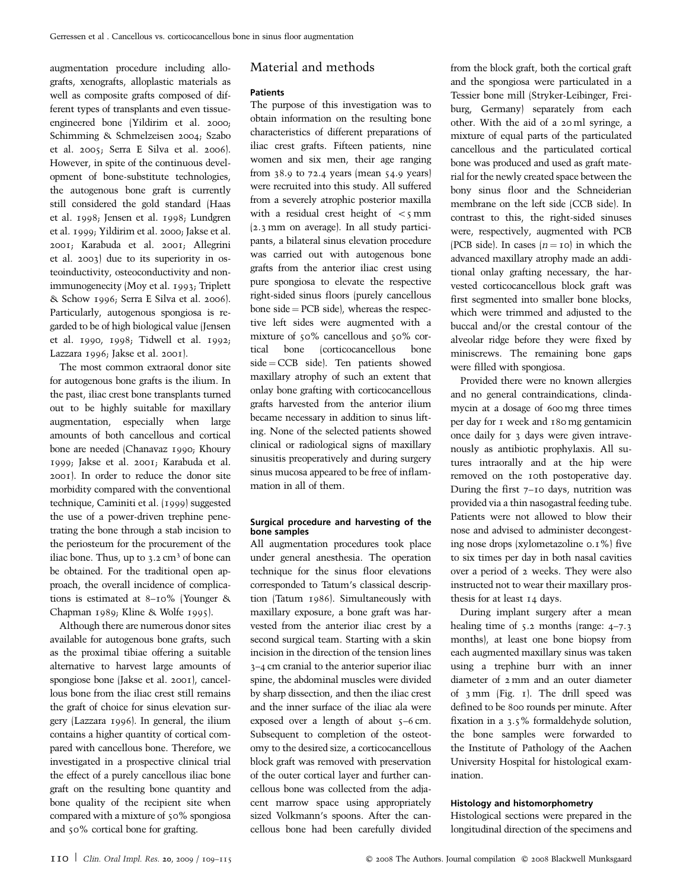augmentation procedure including allografts, xenografts, alloplastic materials as well as composite grafts composed of different types of transplants and even tissue-engineered bone (Yildirim et al. 2000; Schimming & Schmelzeisen 2004; Szabo et al. 2005; Serra E Silva et al. 2006). However, in spite of the continuous development of bone-substitute technologies, the autogenous bone graft is currently still considered the gold standard (Haas et al. 1998; Jensen et al. 1998; Lundgren et al. 1999; Yildirim et al. 2000; Jakse et al. 2001; Karabuda et al. 2001; Allegrini et al. 2003) due to its superiority in osteoinductivity, osteoconductivity and non-immunogenecity (Moy et al. 1993; Triplett & Schow 1996; Serra E Silva et al. 2006). Particularly, autogenous spongiosa is regarded to be of high biological value (Jensen et al. 1990, 1998; Tidwell et al. 1992; Lazzara 1996; Jakse et al. 2001).

The most common extraoral donor site for autogenous bone grafts is the ilium. In the past, iliac crest bone transplants turned out to be highly suitable for maxillary augmentation, especially when large amounts of both cancellous and cortical bone are needed (Chanavaz 1990; Khoury 1999; Jakse et al. 2001; Karabuda et al. 2001). In order to reduce the donor site morbidity compared with the conventional technique, Caminiti et al. (1999) suggested the use of a power-driven trephine penetrating the bone through a stab incision to the periosteum for the procurement of the iliac bone. Thus, up to 3.2 $cm^3$ of bone can be obtained. For the traditional open approach, the overall incidence of complications is estimated at 8–10% (Younger & Chapman 1989; Kline & Wolfe 1995).

Although there are numerous donor sites available for autogenous bone grafts, such as the proximal tibiae offering a suitable alternative to harvest large amounts of spongiose bone (Jakse et al. 2001), cancellous bone from the iliac crest still remains the graft of choice for sinus elevation surgery (Lazzara 1996). In general, the ilium contains a higher quantity of cortical compared with cancellous bone. Therefore, we investigated in a prospective clinical trial the effect of a purely cancellous iliac bone graft on the resulting bone quantity and bone quality of the recipient site when compared with a mixture of 50% spongiosa and 50% cortical bone for grafting.

## Material and methods

### Patients

The purpose of this investigation was to obtain information on the resulting bone characteristics of different preparations of iliac crest grafts. Fifteen patients, nine women and six men, their age ranging from 38.9 to 72.4 years (mean 54.9 years) were recruited into this study. All suffered from a severely atrophic posterior maxilla with a residual crest height of $<5$ mm (2.3 mm on average). In all study participants, a bilateral sinus elevation procedure was carried out with autogenous bone grafts from the anterior iliac crest using pure spongiosa to elevate the respective right-sided sinus floors (purely cancellous bone side = PCB side), whereas the respective left sides were augmented with a mixture of 50% cancellous and 50% cortical bone (corticocancellous bone side = CCB side). Ten patients showed maxillary atrophy of such an extent that onlay bone grafting with corticocancellous grafts harvested from the anterior ilium became necessary in addition to sinus lifting. None of the selected patients showed clinical or radiological signs of maxillary sinusitis preoperatively and during surgery sinus mucosa appeared to be free of inflammation in all of them.

### Surgical procedure and harvesting of the bone samples

All augmentation procedures took place under general anesthesia. The operation technique for the sinus floor elevations corresponded to Tatum's classical description (Tatum 1986). Simultaneously with maxillary exposure, a bone graft was harvested from the anterior iliac crest by a second surgical team. Starting with a skin incision in the direction of the tension lines 3–4 cm cranial to the anterior superior iliac spine, the abdominal muscles were divided by sharp dissection, and then the iliac crest and the inner surface of the iliac ala were exposed over a length of about 5–6 cm. Subsequent to completion of the osteotomy to the desired size, a corticocancellous block graft was removed with preservation of the outer cortical layer and further cancellous bone was collected from the adjacent marrow space using appropriately sized Volkmann's spoons. After the cancellous bone had been carefully divided from the block graft, both the cortical graft and the spongiosa were particulated in a Tessier bone mill (Stryker-Leibinger, Freiburg, Germany) separately from each other. With the aid of a 20 ml syringe, a mixture of equal parts of the particulated cancellous and the particulated cortical bone was produced and used as graft material for the newly created space between the bony sinus floor and the Schneiderian membrane on the left side (CCB side). In contrast to this, the right-sided sinuses were, respectively, augmented with PCB (PCB side). In cases ($n = 10$) in which the advanced maxillary atrophy made an additional onlay grafting necessary, the harvested corticocancellous block graft was first segmented into smaller bone blocks, which were trimmed and adjusted to the buccal and/or the crestal contour of the alveolar ridge before they were fixed by miniscrews. The remaining bone gaps were filled with spongiosa.

Provided there were no known allergies and no general contraindications, clindamycin at a dosage of 600 mg three times per day for 1 week and 180 mg gentamicin once daily for 3 days were given intravenously as antibiotic prophylaxis. All sutures intraorally and at the hip were removed on the 10th postoperative day. During the first 7–10 days, nutrition was provided via a thin nasogastral feeding tube. Patients were not allowed to blow their nose and advised to administer decongesting nose drops (xylometazoline 0.1%) five to six times per day in both nasal cavities over a period of 2 weeks. They were also instructed not to wear their maxillary prosthesis for at least 14 days.

During implant surgery after a mean healing time of 5.2 months (range: 4–7.3 months), at least one bone biopsy from each augmented maxillary sinus was taken using a trephine burr with an inner diameter of 2 mm and an outer diameter of 3 mm (Fig. 1). The drill speed was defined to be 800 rounds per minute. After fixation in a 3.5% formaldehyde solution, the bone samples were forwarded to the Institute of Pathology of the Aachen University Hospital for histological examination.

### Histology and histomorphometry

Histological sections were prepared in the longitudinal direction of the specimens and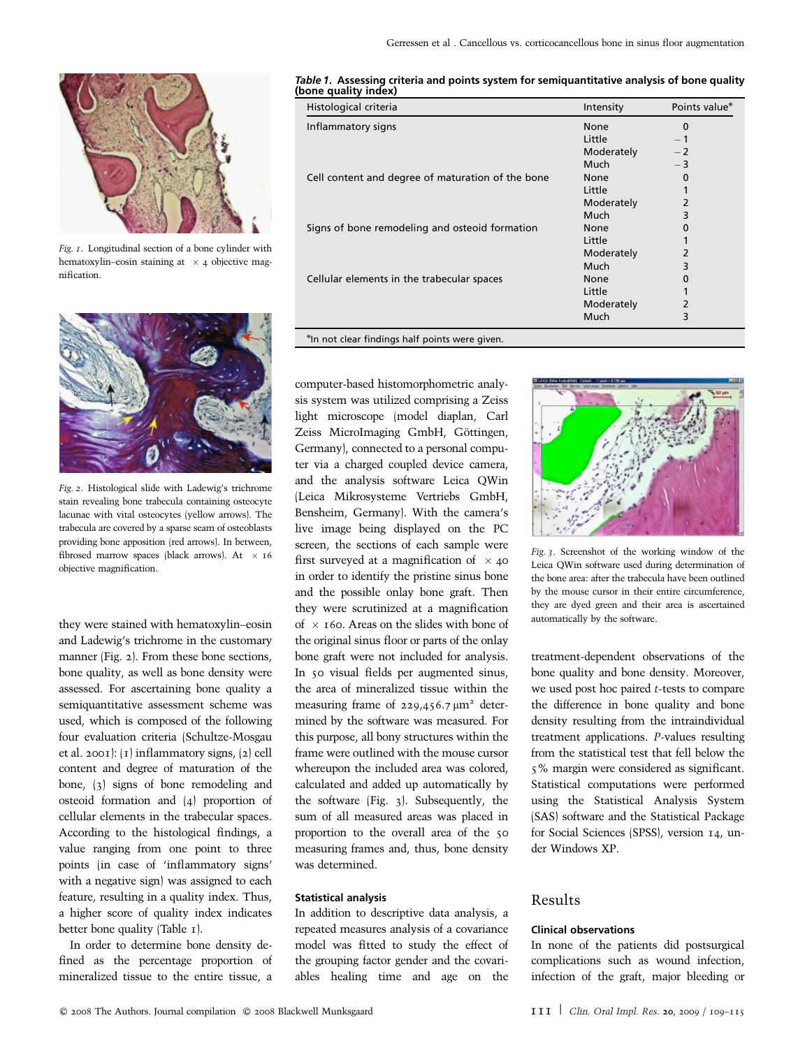Fig. 1. Longitudinal section of a bone cylinder with hematoxylin–eosin staining at × 4 objective magnification.

Fig. 2. Histological slide with Ladewig's trichrome stain revealing bone trabecula containing osteocyte lacunae with vital osteocytes (yellow arrows). The trabecula are covered by a sparse seam of osteoblasts providing bone apposition (red arrows). In between, fibrosed marrow spaces (black arrows). At × 16 objective magnification.

they were stained with hematoxylin–eosin and Ladewig's trichrome in the customary manner (Fig. 2). From these bone sections, bone quality, as well as bone density were assessed. For ascertaining bone quality a semiquantitative assessment scheme was used, which is composed of the following four evaluation criteria (Schultze-Mosgau et al. 2001): (1) inflammatory signs, (2) cell content and degree of maturation of the bone, (3) signs of bone remodeling and osteoid formation and (4) proportion of cellular elements in the trabecular spaces. According to the histological findings, a value ranging from one point to three points (in case of 'inflammatory signs' with a negative sign) was assigned to each feature, resulting in a quality index. Thus, a higher score of quality index indicates better bone quality (Table 1).

In order to determine bone density defined as the percentage proportion of mineralized tissue to the entire tissue, a computer-based histomorphometric analysis system was utilized comprising a Zeiss light microscope (model diaplan, Carl Zeiss MicroImaging GmbH, Göttingen, Germany), connected to a personal computer via a charged coupled device camera, and the analysis software Leica QWin (Leica Mikrosysteme Vertriebs GmbH, Bensheim, Germany). With the camera's live image being displayed on the PC screen, the sections of each sample were first surveyed at a magnification of × 40 in order to identify the pristine sinus bone and the possible onlay bone graft. Then they were scrutinized at a magnification of × 160. Areas on the slides with bone of the original sinus floor or parts of the onlay bone graft were not included for analysis. In 50 visual fields per augmented sinus, the area of mineralized tissue within the measuring frame of 229,456.7 µm² determined by the software was measured. For this purpose, all bony structures within the frame were outlined with the mouse cursor whereupon the included area was colored, calculated and added up automatically by the software (Fig. 3). Subsequently, the sum of all measured areas was placed in proportion to the overall area of the 50 measuring frames and, thus, bone density was determined.

**Table 1. Assessing criteria and points system for semiquantitative analysis of bone quality (bone quality index)**

| Histological criteria | Intensity | Points value* |
|---|---|---|
| Inflammatory signs | None | 0 |
| | Little | −1 |
| | Moderately | −2 |
| | Much | −3 |
| Cell content and degree of maturation of the bone | None | 0 |
| | Little | 1 |
| | Moderately | 2 |
| | Much | 3 |
| Signs of bone remodeling and osteoid formation | None | 0 |
| | Little | 1 |
| | Moderately | 2 |
| | Much | 3 |
| Cellular elements in the trabecular spaces | None | 0 |
| | Little | 1 |
| | Moderately | 2 |
| | Much | 3 |

*In not clear findings half points were given.

Fig. 3. Screenshot of the working window of the Leica QWin software used during determination of the bone area: after the trabecula have been outlined by the mouse cursor in their entire circumference, they are dyed green and their area is ascertained automatically by the software.

### Statistical analysis

In addition to descriptive data analysis, a repeated measures analysis of a covariance model was fitted to study the effect of the grouping factor gender and the covariables healing time and age on the treatment-dependent observations of the bone quality and bone density. Moreover, we used post hoc paired *t*-tests to compare the difference in bone quality and bone density resulting from the intraindividual treatment applications. *P*-values resulting from the statistical test that fell below the 5% margin were considered as significant. Statistical computations were performed using the Statistical Analysis System (SAS) software and the Statistical Package for Social Sciences (SPSS), version 14, under Windows XP.

## Results

### Clinical observations

In none of the patients did postsurgical complications such as wound infection, infection of the graft, major bleeding or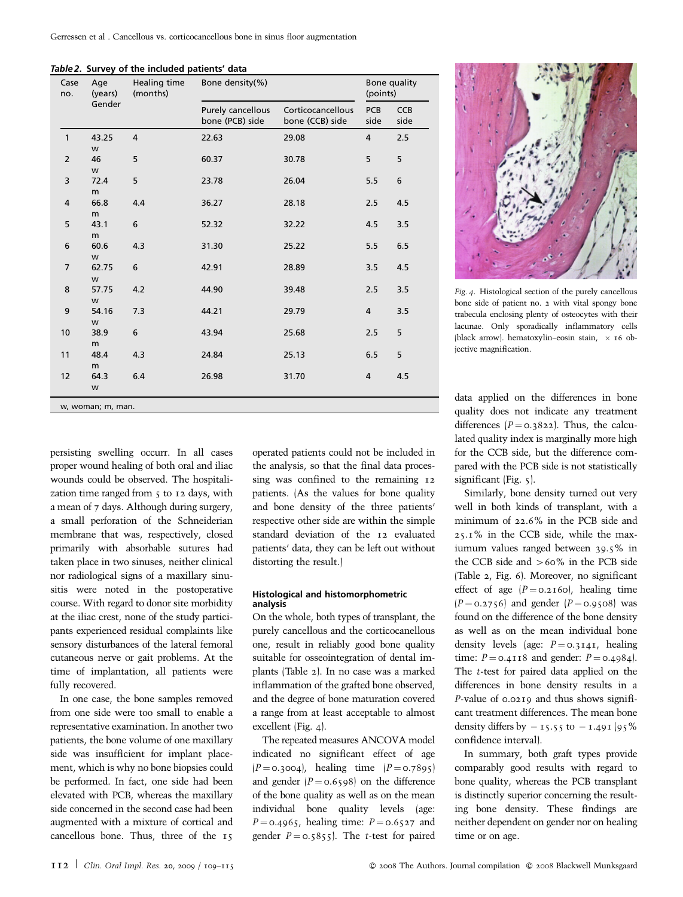**Table 2. Survey of the included patients' data**

| Case no. | Age (years) Gender | Healing time (months) | Bone density(%) | | Bone quality (points) | |
|---|---|---|---|---|---|---|
| | | | Purely cancellous bone (PCB) side | Corticocancellous bone (CCB) side | PCB side | CCB side |
| 1 | 43.25 w | 4 | 22.63 | 29.08 | 4 | 2.5 |
| 2 | 46 w | 5 | 60.37 | 30.78 | 5 | 5 |
| 3 | 72.4 m | 5 | 23.78 | 26.04 | 5.5 | 6 |
| 4 | 66.8 m | 4.4 | 36.27 | 28.18 | 2.5 | 4.5 |
| 5 | 43.1 m | 6 | 52.32 | 32.22 | 4.5 | 3.5 |
| 6 | 60.6 w | 4.3 | 31.30 | 25.22 | 5.5 | 6.5 |
| 7 | 62.75 w | 6 | 42.91 | 28.89 | 3.5 | 4.5 |
| 8 | 57.75 w | 4.2 | 44.90 | 39.48 | 2.5 | 3.5 |
| 9 | 54.16 w | 7.3 | 44.21 | 29.79 | 4 | 3.5 |
| 10 | 38.9 m | 6 | 43.94 | 25.68 | 2.5 | 5 |
| 11 | 48.4 m | 4.3 | 24.84 | 25.13 | 6.5 | 5 |
| 12 | 64.3 w | 6.4 | 26.98 | 31.70 | 4 | 4.5 |

w, woman; m, man.

*Fig. 4.* Histological section of the purely cancellous bone side of patient no. 2 with vital spongy bone trabecula enclosing plenty of osteocytes with their lacunae. Only sporadically inflammatory cells (black arrow). hematoxylin–eosin stain, × 16 objective magnification.

persisting swelling occurr. In all cases proper wound healing of both oral and iliac wounds could be observed. The hospitalization time ranged from 5 to 12 days, with a mean of 7 days. Although during surgery, a small perforation of the Schneiderian membrane that was, respectively, closed primarily with absorbable sutures had taken place in two sinuses, neither clinical nor radiological signs of a maxillary sinusitis were noted in the postoperative course. With regard to donor site morbidity at the iliac crest, none of the study participants experienced residual complaints like sensory disturbances of the lateral femoral cutaneous nerve or gait problems. At the time of implantation, all patients were fully recovered.

In one case, the bone samples removed from one side were too small to enable a representative examination. In another two patients, the bone volume of one maxillary side was insufficient for implant placement, which is why no bone biopsies could be performed. In fact, one side had been elevated with PCB, whereas the maxillary side concerned in the second case had been augmented with a mixture of cortical and cancellous bone. Thus, three of the 15 operated patients could not be included in the analysis, so that the final data processing was confined to the remaining 12 patients. (As the values for bone quality and bone density of the three patients' respective other side are within the simple standard deviation of the 12 evaluated patients' data, they can be left out without distorting the result.)

### Histological and histomorphometric analysis

On the whole, both types of transplant, the purely cancellous and the corticocancellous one, result in reliably good bone quality suitable for osseointegration of dental implants (Table 2). In no case was a marked inflammation of the grafted bone observed, and the degree of bone maturation covered a range from at least acceptable to almost excellent (Fig. 4).

The repeated measures ANCOVA model indicated no significant effect of age ($P = 0.3004$), healing time ($P = 0.7895$) and gender ($P = 0.6598$) on the difference of the bone quality as well as on the mean individual bone quality levels (age: $P = 0.4965$, healing time: $P = 0.6527$ and gender $P = 0.5855$). The $t$-test for paired data applied on the differences in bone quality does not indicate any treatment differences ($P = 0.3822$). Thus, the calculated quality index is marginally more high for the CCB side, but the difference compared with the PCB side is not statistically significant (Fig. 5).

Similarly, bone density turned out very well in both kinds of transplant, with a minimum of 22.6% in the PCB side and 25.1% in the CCB side, while the maximum values ranged between 39.5% in the CCB side and >60% in the PCB side (Table 2, Fig. 6). Moreover, no significant effect of age ($P = 0.2160$), healing time ($P = 0.2756$) and gender ($P = 0.9508$) was found on the difference of the bone density as well as on the mean individual bone density levels (age: $P = 0.3141$, healing time: $P = 0.4118$ and gender: $P = 0.4984$). The $t$-test for paired data applied on the differences in bone density results in a $P$-value of 0.0219 and thus shows significant treatment differences. The mean bone density differs by $-15.55$ to $-1.491$ (95% confidence interval).

In summary, both graft types provide comparably good results with regard to bone quality, whereas the PCB transplant is distinctly superior concerning the resulting bone density. These findings are neither dependent on gender nor on healing time or on age.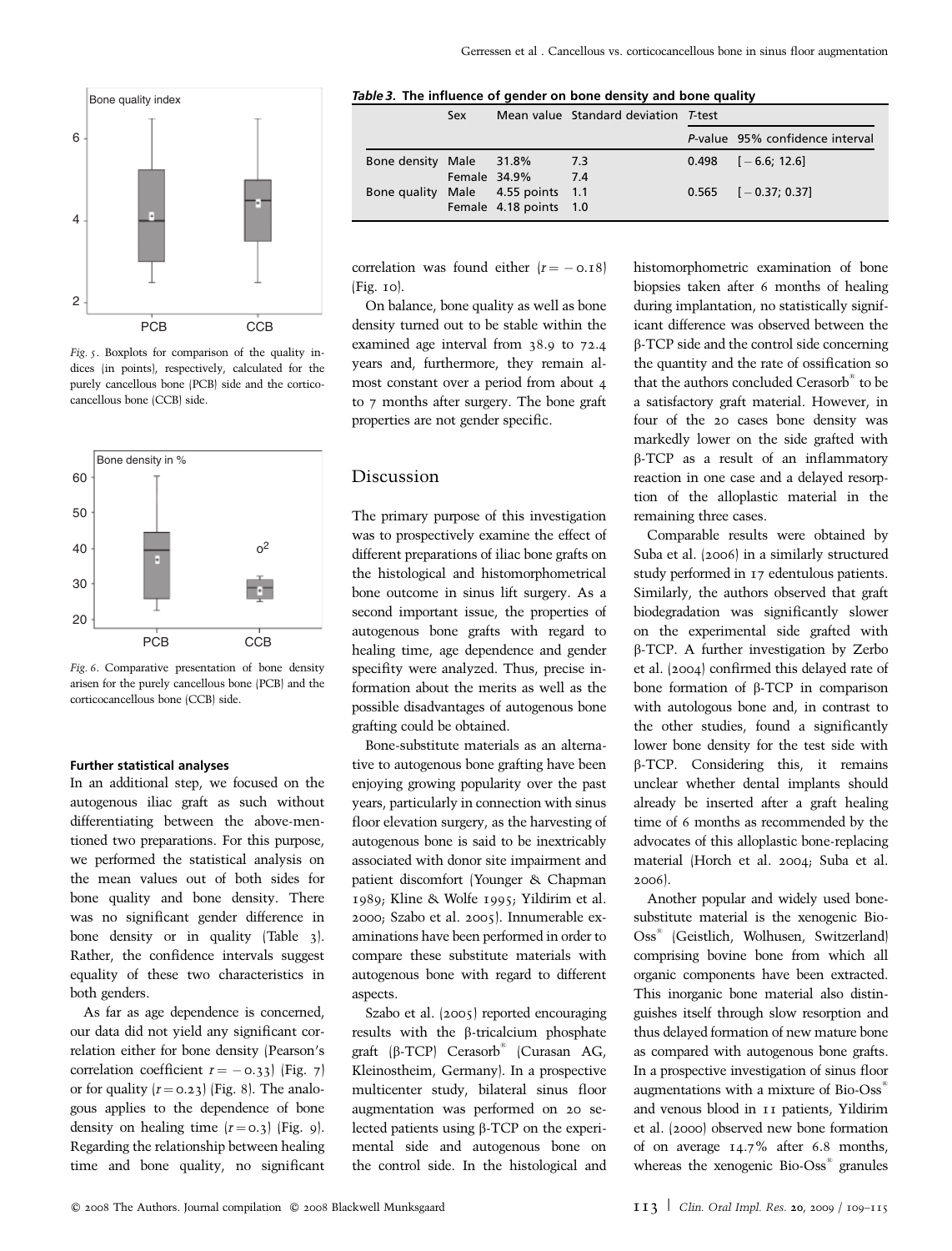Fig. 5. Boxplots for comparison of the quality indices (in points), respectively, calculated for the purely cancellous bone (PCB) side and the corticocancellous bone (CCB) side.

Fig. 6. Comparative presentation of bone density arisen for the purely cancellous bone (PCB) and the corticocancellous bone (CCB) side.

#### Further statistical analyses

In an additional step, we focused on the autogenous iliac graft as such without differentiating between the above-mentioned two preparations. For this purpose, we performed the statistical analysis on the mean values out of both sides for bone quality and bone density. There was no significant gender difference in bone density or in quality (Table 3). Rather, the confidence intervals suggest equality of these two characteristics in both genders.

As far as age dependence is concerned, our data did not yield any significant correlation either for bone density (Pearson's correlation coefficient $r = -0.33$) (Fig. 7) or for quality ($r = 0.23$) (Fig. 8). The analogous applies to the dependence of bone density on healing time ($r = 0.3$) (Fig. 9). Regarding the relationship between healing time and bone quality, no significant correlation was found either ($r = -0.18$) (Fig. 10).

*Table 3.* **The influence of gender on bone density and bone quality**

| | Sex | Mean value | Standard deviation | *T*-test | |
|---|---|---|---|---|---|
| | | | | *P*-value | 95% confidence interval |
| Bone density | Male | 31.8% | 7.3 | 0.498 | [−6.6; 12.6] |
| | Female | 34.9% | 7.4 | | |
| Bone quality | Male | 4.55 points | 1.1 | 0.565 | [−0.37; 0.37] |
| | Female | 4.18 points | 1.0 | | |

On balance, bone quality as well as bone density turned out to be stable within the examined age interval from 38.9 to 72.4 years and, furthermore, they remain almost constant over a period from about 4 to 7 months after surgery. The bone graft properties are not gender specific.

## Discussion

The primary purpose of this investigation was to prospectively examine the effect of different preparations of iliac bone grafts on the histological and histomorphometrical bone outcome in sinus lift surgery. As a second important issue, the properties of autogenous bone grafts with regard to healing time, age dependence and gender specifity were analyzed. Thus, precise information about the merits as well as the possible disadvantages of autogenous bone grafting could be obtained.

Bone-substitute materials as an alternative to autogenous bone grafting have been enjoying growing popularity over the past years, particularly in connection with sinus floor elevation surgery, as the harvesting of autogenous bone is said to be inextricably associated with donor site impairment and patient discomfort (Younger & Chapman 1989; Kline & Wolfe 1995; Yildirim et al. 2000; Szabo et al. 2005). Innumerable examinations have been performed in order to compare these substitute materials with autogenous bone with regard to different aspects.

Szabo et al. (2005) reported encouraging results with the β-tricalcium phosphate graft (β-TCP) Cerasorb® (Curasan AG, Kleinostheim, Germany). In a prospective multicenter study, bilateral sinus floor augmentation was performed on 20 selected patients using β-TCP on the experimental side and autogenous bone on the control side. In the histological and histomorphometric examination of bone biopsies taken after 6 months of healing during implantation, no statistically significant difference was observed between the β-TCP side and the control side concerning the quantity and the rate of ossification so that the authors concluded Cerasorb® to be a satisfactory graft material. However, in four of the 20 cases bone density was markedly lower on the side grafted with β-TCP as a result of an inflammatory reaction in one case and a delayed resorption of the alloplastic material in the remaining three cases.

Comparable results were obtained by Suba et al. (2006) in a similarly structured study performed in 17 edentulous patients. Similarly, the authors observed that graft biodegradation was significantly slower on the experimental side grafted with β-TCP. A further investigation by Zerbo et al. (2004) confirmed this delayed rate of bone formation of β-TCP in comparison with autologous bone and, in contrast to the other studies, found a significantly lower bone density for the test side with β-TCP. Considering this, it remains unclear whether dental implants should already be inserted after a graft healing time of 6 months as recommended by the advocates of this alloplastic bone-replacing material (Horch et al. 2004; Suba et al. 2006).

Another popular and widely used bone-substitute material is the xenogenic Bio-Oss® (Geistlich, Wolhusen, Switzerland) comprising bovine bone from which all organic components have been extracted. This inorganic bone material also distinguishes itself through slow resorption and thus delayed formation of new mature bone as compared with autogenous bone grafts. In a prospective investigation of sinus floor augmentations with a mixture of Bio-Oss® and venous blood in 11 patients, Yildirim et al. (2000) observed new bone formation of on average 14.7% after 6.8 months, whereas the xenogenic Bio-Oss® granules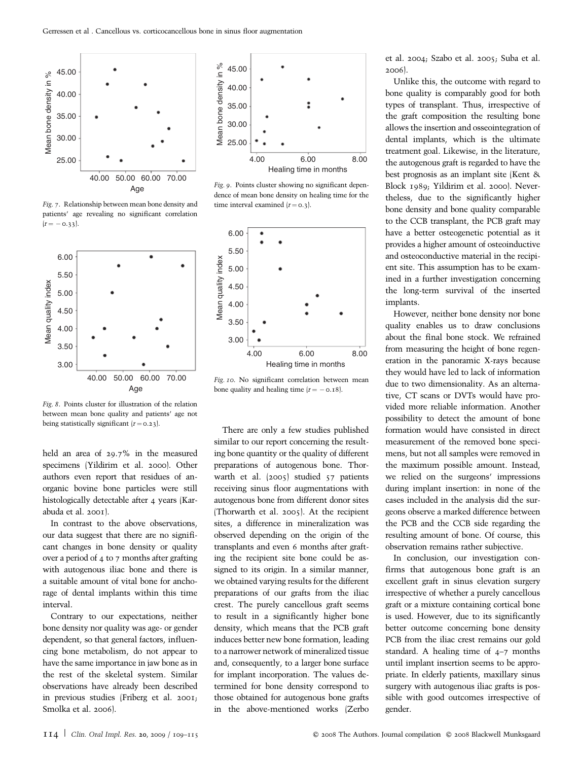45.00
40.00
35.00
30.00
25.00
Mean bone density in %
40.00 50.00 60.00 70.00
Age

*Fig. 7.* Relationship between mean bone density and patients' age revealing no significant correlation ($r = -0.33$).

6.00
5.50
5.00
4.50
4.00
3.50
3.00
Mean quality index
40.00 50.00 60.00 70.00
Age

*Fig. 8.* Points cluster for illustration of the relation between mean bone quality and patients' age not being statistically significant ($r = 0.23$).

45.00
40.00
35.00
30.00
25.00
Mean bone density in %
4.00 6.00 8.00
Healing time in months

*Fig. 9.* Points cluster showing no significant dependence of mean bone density on healing time for the time interval examined ($r = 0.3$).

6.00
5.50
5.00
4.50
4.00
3.50
3.00
Mean quality index
4.00 6.00 8.00
Healing time in months

*Fig. 10.* No significant correlation between mean bone quality and healing time ($r = -0.18$).

held an area of 29.7% in the measured specimens (Yildirim et al. 2000). Other authors even report that residues of anorganic bovine bone particles were still histologically detectable after 4 years (Karabuda et al. 2001).

In contrast to the above observations, our data suggest that there are no significant changes in bone density or quality over a period of 4 to 7 months after grafting with autogenous iliac bone and there is a suitable amount of vital bone for anchorage of dental implants within this time interval.

Contrary to our expectations, neither bone density nor quality was age- or gender dependent, so that general factors, influencing bone metabolism, do not appear to have the same importance in jaw bone as in the rest of the skeletal system. Similar observations have already been described in previous studies (Friberg et al. 2001; Smolka et al. 2006).

There are only a few studies published similar to our report concerning the resulting bone quantity or the quality of different preparations of autogenous bone. Thorwarth et al. (2005) studied 57 patients receiving sinus floor augmentations with autogenous bone from different donor sites (Thorwarth et al. 2005). At the recipient sites, a difference in mineralization was observed depending on the origin of the transplants and even 6 months after grafting the recipient site bone could be assigned to its origin. In a similar manner, we obtained varying results for the different preparations of our grafts from the iliac crest. The purely cancellous graft seems to result in a significantly higher bone density, which means that the PCB graft induces better new bone formation, leading to a narrower network of mineralized tissue and, consequently, to a larger bone surface for implant incorporation. The values determined for bone density correspond to those obtained for autogenous bone grafts in the above-mentioned works (Zerbo et al. 2004; Szabo et al. 2005; Suba et al. 2006).

Unlike this, the outcome with regard to bone quality is comparably good for both types of transplant. Thus, irrespective of the graft composition the resulting bone allows the insertion and osseointegration of dental implants, which is the ultimate treatment goal. Likewise, in the literature, the autogenous graft is regarded to have the best prognosis as an implant site (Kent & Block 1989; Yildirim et al. 2000). Nevertheless, due to the significantly higher bone density and bone quality comparable to the CCB transplant, the PCB graft may have a better osteogenetic potential as it provides a higher amount of osteoinductive and osteoconductive material in the recipient site. This assumption has to be examined in a further investigation concerning the long-term survival of the inserted implants.

However, neither bone density nor bone quality enables us to draw conclusions about the final bone stock. We refrained from measuring the height of bone regeneration in the panoramic X-rays because they would have led to lack of information due to two dimensionality. As an alternative, CT scans or DVTs would have provided more reliable information. Another possibility to detect the amount of bone formation would have consisted in direct measurement of the removed bone specimens, but not all samples were removed in the maximum possible amount. Instead, we relied on the surgeons' impressions during implant insertion: in none of the cases included in the analysis did the surgeons observe a marked difference between the PCB and the CCB side regarding the resulting amount of bone. Of course, this observation remains rather subjective.

In conclusion, our investigation confirms that autogenous bone graft is an excellent graft in sinus elevation surgery irrespective of whether a purely cancellous graft or a mixture containing cortical bone is used. However, due to its significantly better outcome concerning bone density PCB from the iliac crest remains our gold standard. A healing time of 4–7 months until implant insertion seems to be appropriate. In elderly patients, maxillary sinus surgery with autogenous iliac grafts is possible with good outcomes irrespective of gender.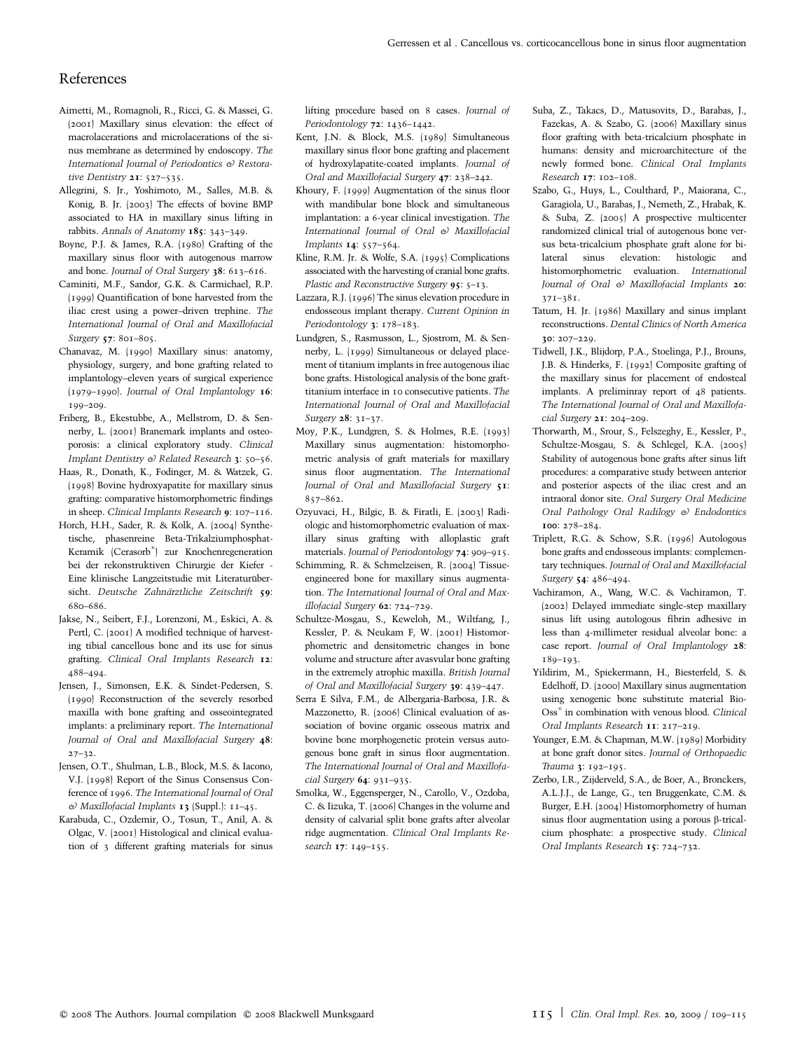## References

Aimetti, M., Romagnoli, R., Ricci, G. & Massei, G. (2001) Maxillary sinus elevation: the effect of macrolacerations and microlacerations of the sinus membrane as determined by endoscopy. *The International Journal of Periodontics & Restorative Dentistry* **21**: 527–535.

Allegrini, S. Jr., Yoshimoto, M., Salles, M.B. & Konig, B. Jr. (2003) The effects of bovine BMP associated to HA in maxillary sinus lifting in rabbits. *Annals of Anatomy* **185**: 343–349.

Boyne, P.J. & James, R.A. (1980) Grafting of the maxillary sinus floor with autogenous marrow and bone. *Journal of Oral Surgery* **38**: 613–616.

Caminiti, M.F., Sandor, G.K. & Carmichael, R.P. (1999) Quantification of bone harvested from the iliac crest using a power–driven trephine. *The International Journal of Oral and Maxillofacial Surgery* **28**: 801–805.

Chanavaz, M. (1990) Maxillary sinus: anatomy, physiology, surgery, and bone grafting related to implantology–eleven years of surgical experience (1979–1990). *Journal of Oral Implantology* **16**: 199–209.

Friberg, B., Ekestubbe, A., Mellstrom, D. & Sennerby, L. (2001) Branemark implants and osteoporosis: a clinical exploratory study. *Clinical Implant Dentistry & Related Research* **3**: 50–56.

Haas, R., Donath, K., Fodinger, M. & Watzek, G. (1998) Bovine hydroxyapatite for maxillary sinus grafting: comparative histomorphometric findings in sheep. *Clinical Implants Research* **9**: 107–116.

Horch, H.H., Sader, R. & Kolk, A. (2004) Synthetische, phasenreine Beta-Trikalziumphosphat-Keramik (Cerasorb®) zur Knochenregeneration bei der rekonstruktiven Chirurgie der Kiefer - Eine klinische Langzeitstudie mit Literaturübersicht. *Deutsche Zahnärztliche Zeitschrift* **59**: 680–686.

Jakse, N., Seibert, F.J., Lorenzoni, M., Eskici, A. & Pertl, C. (2001) A modified technique of harvesting tibial cancellous bone and its use for sinus grafting. *Clinical Oral Implants Research* **12**: 488–494.

Jensen, J., Simonsen, E.K. & Sindet-Pedersen, S. (1990) Reconstruction of the severely resorbed maxilla with bone grafting and osseointegrated implants: a preliminary report. *The International Journal of Oral and Maxillofacial Surgery* **48**: 27–32.

Jensen, O.T., Shulman, L.B., Block, M.S. & Iacono, V.J. (1998) Report of the Sinus Consensus Conference of 1996. *The International Journal of Oral & Maxillofacial Implants* **13** (Suppl.): 11–45.

Karabuda, C., Ozdemir, O., Tosun, T., Anil, A. & Olgac, V. (2001) Histological and clinical evaluation of 3 different grafting materials for sinus lifting procedure based on 8 cases. *Journal of Periodontology* **72**: 1436–1442.

Kent, J.N. & Block, M.S. (1989) Simultaneous maxillary sinus floor bone grafting and placement of hydroxylapatite-coated implants. *Journal of Oral and Maxillofacial Surgery* **47**: 238–242.

Khoury, F. (1999) Augmentation of the sinus floor with mandibular bone block and simultaneous implantation: a 6-year clinical investigation. *The International Journal of Oral & Maxillofacial Implants* **14**: 557–564.

Kline, R.M. Jr. & Wolfe, S.A. (1995) Complications associated with the harvesting of cranial bone grafts. *Plastic and Reconstructive Surgery* **95**: 5–13.

Lazzara, R.J. (1996) The sinus elevation procedure in endosseous implant therapy. *Current Opinion in Periodontology* **3**: 178–183.

Lundgren, S., Rasmusson, L., Sjostrom, M. & Sennerby, L. (1999) Simultaneous or delayed placement of titanium implants in free autogenous iliac bone grafts. Histological analysis of the bone graft-titanium interface in 10 consecutive patients. *The International Journal of Oral and Maxillofacial Surgery* **28**: 31–37.

Moy, P.K., Lundgren, S. & Holmes, R.E. (1993) Maxillary sinus augmentation: histomorphometric analysis of graft materials for maxillary sinus floor augmentation. *The International Journal of Oral and Maxillofacial Surgery* **51**: 857–862.

Ozyuvaci, H., Bilgic, B. & Firatli, E. (2003) Radiologic and histomorphometric evaluation of maxillary sinus grafting with alloplastic graft materials. *Journal of Periodontology* **74**: 909–915.

Schimming, R. & Schmelzeisen, R. (2004) Tissue-engineered bone for maxillary sinus augmentation. *The International Journal of Oral and Maxillofacial Surgery* **62**: 724–729.

Schultze-Mosgau, S., Keweloh, M., Wiltfang, J., Kessler, P. & Neukam F, W. (2001) Histomorphometric and densitometric changes in bone volume and structure after avasvular bone grafting in the extremely atrophic maxilla. *British Journal of Oral and Maxillofacial Surgery* **39**: 439–447.

Serra E Silva, F.M., de Albergaria-Barbosa, J.R. & Mazzonetto, R. (2006) Clinical evaluation of association of bovine organic osseous matrix and bovine bone morphogenetic protein versus autogenous bone graft in sinus floor augmentation. *The International Journal of Oral and Maxillofacial Surgery* **64**: 931–935.

Smolka, W., Eggensperger, N., Carollo, V., Ozdoba, C. & Iizuka, T. (2006) Changes in the volume and density of calvarial split bone grafts after alveolar ridge augmentation. *Clinical Oral Implants Research* **17**: 149–155.

Suba, Z., Takacs, D., Matusovits, D., Barabas, J., Fazekas, A. & Szabo, G. (2006) Maxillary sinus floor grafting with beta-tricalcium phosphate in humans: density and microarchitecture of the newly formed bone. *Clinical Oral Implants Research* **17**: 102–108.

Szabo, G., Huys, L., Coulthard, P., Maiorana, C., Garagiola, U., Barabas, J., Nemeth, Z., Hrabak, K. & Suba, Z. (2005) A prospective multicenter randomized clinical trial of autogenous bone versus beta-tricalcium phosphate graft alone for bilateral sinus elevation: histologic and histomorphometric evaluation. *International Journal of Oral & Maxillofacial Implants* **20**: 371–381.

Tatum, H. Jr. (1986) Maxillary and sinus implant reconstructions. *Dental Clinics of North America* **30**: 207–229.

Tidwell, J.K., Blijdorp, P.A., Stoelinga, P.J., Brouns, J.B. & Hinderks, F. (1992) Composite grafting of the maxillary sinus for placement of endosteal implants. A preliminray report of 48 patients. *The International Journal of Oral and Maxillofacial Surgery* **21**: 204–209.

Thorwarth, M., Srour, S., Felszeghy, E., Kessler, P., Schultze-Mosgau, S. & Schlegel, K.A. (2005) Stability of autogenous bone grafts after sinus lift procedures: a comparative study between anterior and posterior aspects of the iliac crest and an intraoral donor site. *Oral Surgery Oral Medicine Oral Pathology Oral Radilogy & Endodontics* **100**: 278–284.

Triplett, R.G. & Schow, S.R. (1996) Autologous bone grafts and endosseous implants: complementary techniques. *Journal of Oral and Maxillofacial Surgery* **54**: 486–494.

Vachiramon, A., Wang, W.C. & Vachiramon, T. (2002) Delayed immediate single-step maxillary sinus lift using autologous fibrin adhesive in less than 4-millimeter residual alveolar bone: a case report. *Journal of Oral Implantology* **28**: 189–193.

Yildirim, M., Spiekermann, H., Biesterfeld, S. & Edelhoff, D. (2000) Maxillary sinus augmentation using xenogenic bone substitute material Bio-Oss® in combination with venous blood. *Clinical Oral Implants Research* **11**: 217–219.

Younger, E.M. & Chapman, M.W. (1989) Morbidity at bone graft donor sites. *Journal of Orthopaedic Trauma* **3**: 192–195.

Zerbo, I.R., Zijderveld, S.A., de Boer, A., Bronckers, A.L.J.J., de Lange, G., ten Bruggenkate, C.M. & Burger, E.H. (2004) Histomorphometry of human sinus floor augmentation using a porous β-tricalcium phosphate: a prospective study. *Clinical Oral Implants Research* **15**: 724–732.